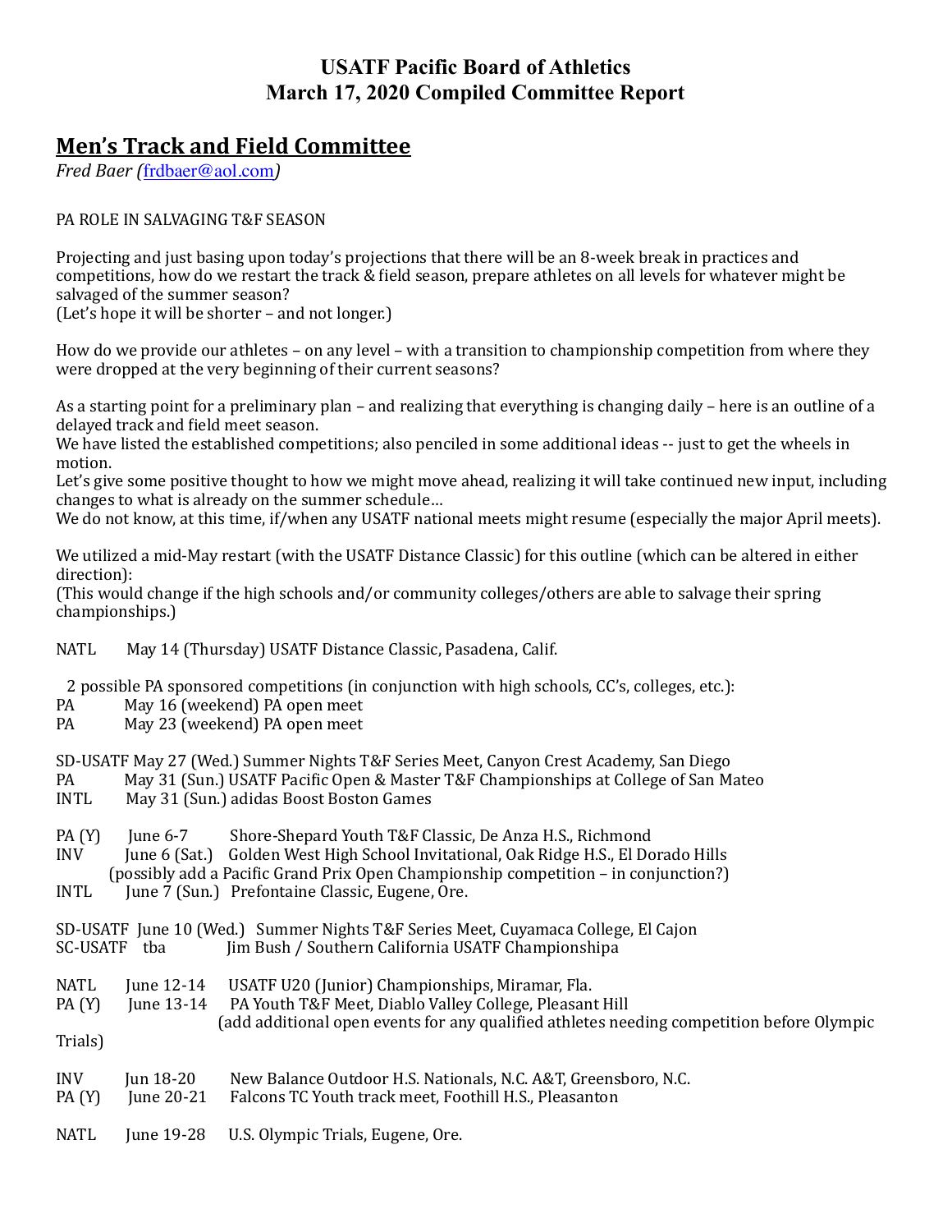# USATF Pacific Board of Athletics
# March 17, 2020 Compiled Committee Report

## Men's Track and Field Committee

*Fred Baer (frdbaer@aol.com)*

PA ROLE IN SALVAGING T&F SEASON

Projecting and just basing upon today's projections that there will be an 8-week break in practices and competitions, how do we restart the track & field season, prepare athletes on all levels for whatever might be salvaged of the summer season?
(Let's hope it will be shorter – and not longer.)

How do we provide our athletes – on any level – with a transition to championship competition from where they were dropped at the very beginning of their current seasons?

As a starting point for a preliminary plan – and realizing that everything is changing daily – here is an outline of a delayed track and field meet season.
We have listed the established competitions; also penciled in some additional ideas -- just to get the wheels in motion.
Let's give some positive thought to how we might move ahead, realizing it will take continued new input, including changes to what is already on the summer schedule…
We do not know, at this time, if/when any USATF national meets might resume (especially the major April meets).

We utilized a mid-May restart (with the USATF Distance Classic) for this outline (which can be altered in either direction):
(This would change if the high schools and/or community colleges/others are able to salvage their spring championships.)

NATL May 14 (Thursday) USATF Distance Classic, Pasadena, Calif.

2 possible PA sponsored competitions (in conjunction with high schools, CC's, colleges, etc.):
PA May 16 (weekend) PA open meet
PA May 23 (weekend) PA open meet

SD-USATF May 27 (Wed.) Summer Nights T&F Series Meet, Canyon Crest Academy, San Diego
PA May 31 (Sun.) USATF Pacific Open & Master T&F Championships at College of San Mateo
INTL May 31 (Sun.) adidas Boost Boston Games

PA (Y) June 6-7 Shore-Shepard Youth T&F Classic, De Anza H.S., Richmond
INV June 6 (Sat.) Golden West High School Invitational, Oak Ridge H.S., El Dorado Hills
(possibly add a Pacific Grand Prix Open Championship competition – in conjunction?)
INTL June 7 (Sun.) Prefontaine Classic, Eugene, Ore.

SD-USATF June 10 (Wed.) Summer Nights T&F Series Meet, Cuyamaca College, El Cajon
SC-USATF tba Jim Bush / Southern California USATF Championshipa

NATL June 12-14 USATF U20 (Junior) Championships, Miramar, Fla.
PA (Y) June 13-14 PA Youth T&F Meet, Diablo Valley College, Pleasant Hill
(add additional open events for any qualified athletes needing competition before Olympic Trials)

INV Jun 18-20 New Balance Outdoor H.S. Nationals, N.C. A&T, Greensboro, N.C.
PA (Y) June 20-21 Falcons TC Youth track meet, Foothill H.S., Pleasanton

NATL June 19-28 U.S. Olympic Trials, Eugene, Ore.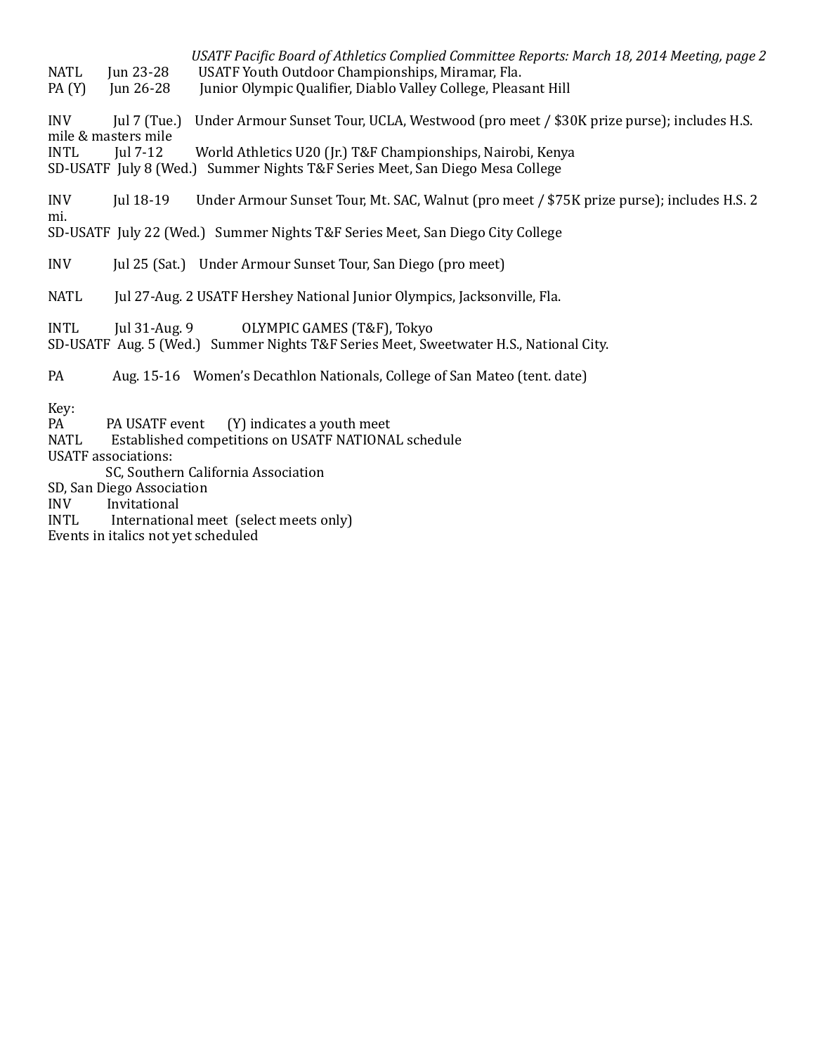NATL Jun 23-28 USATF Youth Outdoor Championships, Miramar, Fla.
PA (Y) Jun 26-28 Junior Olympic Qualifier, Diablo Valley College, Pleasant Hill

INV Jul 7 (Tue.) Under Armour Sunset Tour, UCLA, Westwood (pro meet / $30K prize purse); includes H.S. mile & masters mile
INTL Jul 7-12 World Athletics U20 (Jr.) T&F Championships, Nairobi, Kenya
SD-USATF July 8 (Wed.) Summer Nights T&F Series Meet, San Diego Mesa College

INV Jul 18-19 Under Armour Sunset Tour, Mt. SAC, Walnut (pro meet / $75K prize purse); includes H.S. 2 mi.
SD-USATF July 22 (Wed.) Summer Nights T&F Series Meet, San Diego City College

INV Jul 25 (Sat.) Under Armour Sunset Tour, San Diego (pro meet)

NATL Jul 27-Aug. 2 USATF Hershey National Junior Olympics, Jacksonville, Fla.

INTL Jul 31-Aug. 9 OLYMPIC GAMES (T&F), Tokyo
SD-USATF Aug. 5 (Wed.) Summer Nights T&F Series Meet, Sweetwater H.S., National City.

PA Aug. 15-16 Women's Decathlon Nationals, College of San Mateo (tent. date)

Key:
PA PA USATF event (Y) indicates a youth meet
NATL Established competitions on USATF NATIONAL schedule
USATF associations:
SC, Southern California Association
SD, San Diego Association
INV Invitational
INTL International meet (select meets only)
Events in italics not yet scheduled